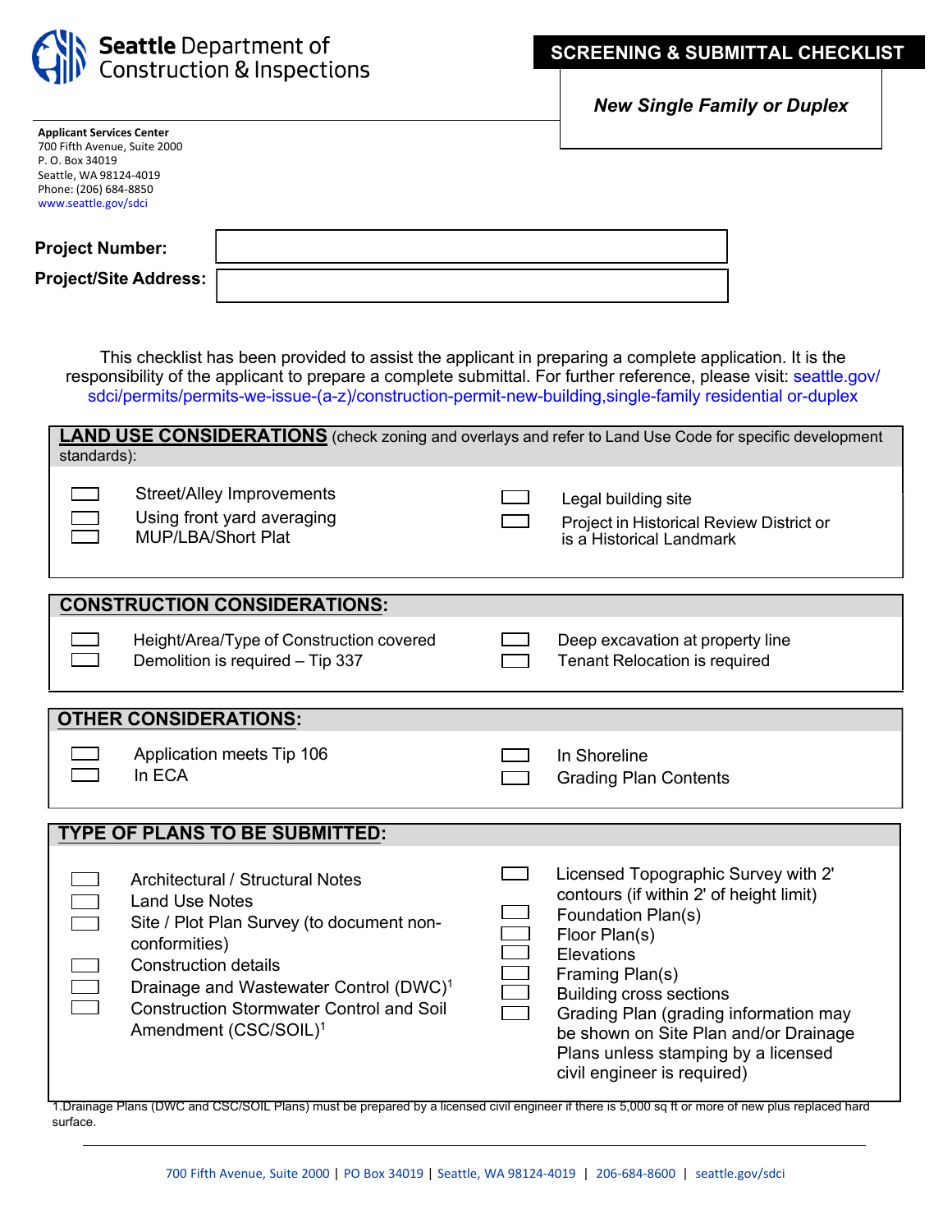**Seattle Department of Construction & Inspections**

# SCREENING & SUBMITTAL CHECKLIST

***New Single Family or Duplex***

**Applicant Services Center**
700 Fifth Avenue, Suite 2000
P. O. Box 34019
Seattle, WA 98124-4019
Phone: (206) 684-8850
www.seattle.gov/sdci

**Project Number:** ______________________

**Project/Site Address:** ______________________

This checklist has been provided to assist the applicant in preparing a complete application. It is the responsibility of the applicant to prepare a complete submittal. For further reference, please visit: seattle.gov/sdci/permits/permits-we-issue-(a-z)/construction-permit-new-building,single-family residential or-duplex

## LAND USE CONSIDERATIONS (check zoning and overlays and refer to Land Use Code for specific development standards):

- ☐ Street/Alley Improvements
- ☐ Using front yard averaging
- ☐ MUP/LBA/Short Plat
- ☐ Legal building site
- ☐ Project in Historical Review District or is a Historical Landmark

## CONSTRUCTION CONSIDERATIONS:

- ☐ Height/Area/Type of Construction covered
- ☐ Demolition is required – Tip 337
- ☐ Deep excavation at property line
- ☐ Tenant Relocation is required

## OTHER CONSIDERATIONS:

- ☐ Application meets Tip 106
- ☐ In ECA
- ☐ In Shoreline
- ☐ Grading Plan Contents

## TYPE OF PLANS TO BE SUBMITTED:

- ☐ Architectural / Structural Notes
- ☐ Land Use Notes
- ☐ Site / Plot Plan Survey (to document non-conformities)
- ☐ Construction details
- ☐ Drainage and Wastewater Control (DWC)[1]
- ☐ Construction Stormwater Control and Soil Amendment (CSC/SOIL)[1]
- ☐ Licensed Topographic Survey with 2' contours (if within 2' of height limit)
- ☐ Foundation Plan(s)
- ☐ Floor Plan(s)
- ☐ Elevations
- ☐ Framing Plan(s)
- ☐ Building cross sections
- ☐ Grading Plan (grading information may be shown on Site Plan and/or Drainage Plans unless stamping by a licensed civil engineer is required)

1.Drainage Plans (DWC and CSC/SOIL Plans) must be prepared by a licensed civil engineer if there is 5,000 sq ft or more of new plus replaced hard surface.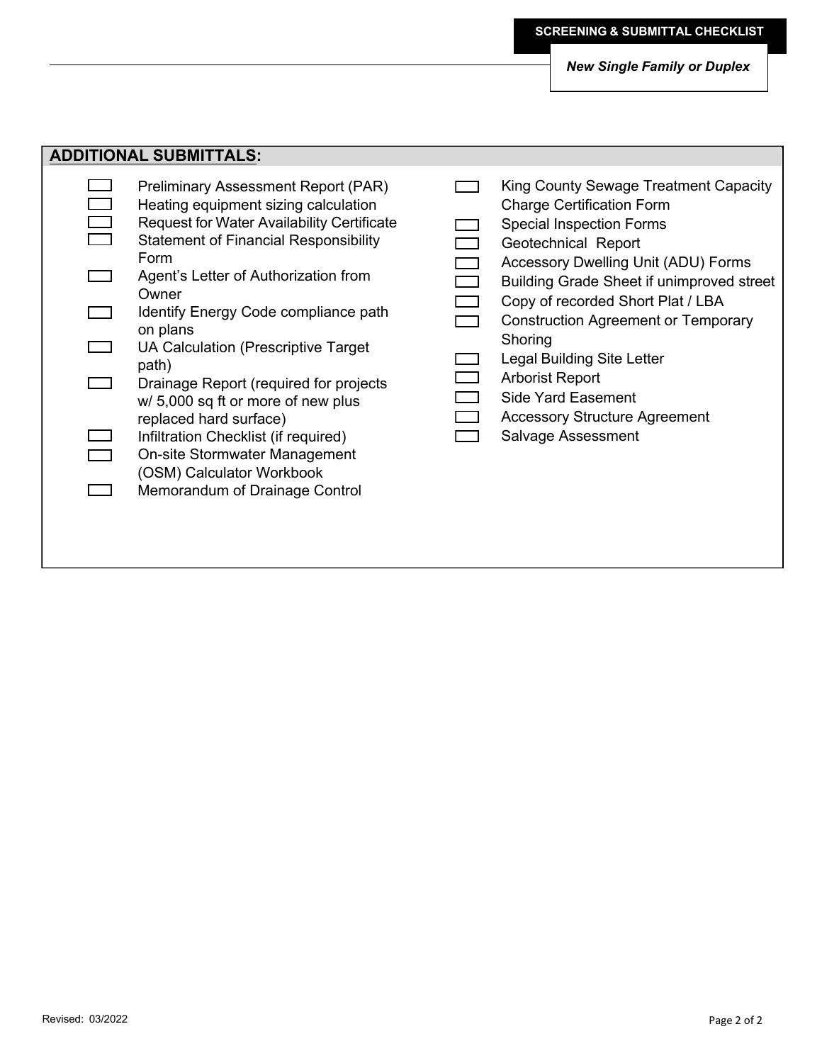**SCREENING & SUBMITTAL CHECKLIST**

*New Single Family or Duplex*

## ADDITIONAL SUBMITTALS:

- ☐ Preliminary Assessment Report (PAR)
- ☐ Heating equipment sizing calculation
- ☐ Request for Water Availability Certificate
- ☐ Statement of Financial Responsibility Form
- ☐ Agent's Letter of Authorization from Owner
- ☐ Identify Energy Code compliance path on plans
- ☐ UA Calculation (Prescriptive Target path)
- ☐ Drainage Report (required for projects w/ 5,000 sq ft or more of new plus replaced hard surface)
- ☐ Infiltration Checklist (if required)
- ☐ On-site Stormwater Management (OSM) Calculator Workbook
- ☐ Memorandum of Drainage Control
- ☐ King County Sewage Treatment Capacity Charge Certification Form
- ☐ Special Inspection Forms
- ☐ Geotechnical Report
- ☐ Accessory Dwelling Unit (ADU) Forms
- ☐ Building Grade Sheet if unimproved street
- ☐ Copy of recorded Short Plat / LBA
- ☐ Construction Agreement or Temporary Shoring
- ☐ Legal Building Site Letter
- ☐ Arborist Report
- ☐ Side Yard Easement
- ☐ Accessory Structure Agreement
- ☐ Salvage Assessment

Revised: 03/2022